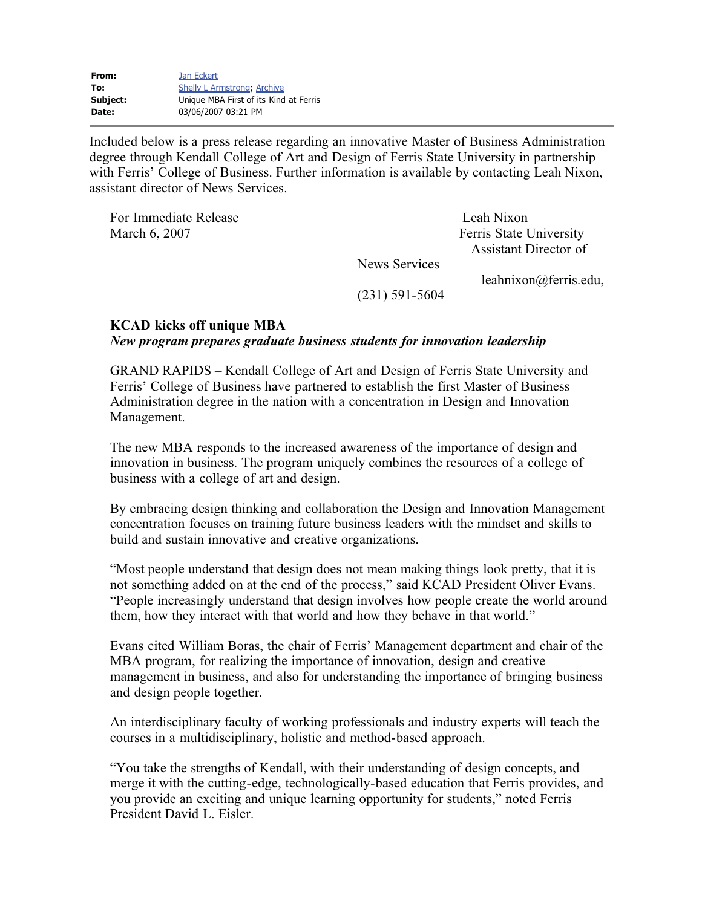**From:** Jan Eckert
**To:** Shelly L Armstrong; Archive
**Subject:** Unique MBA First of its Kind at Ferris
**Date:** 03/06/2007 03:21 PM

---

Included below is a press release regarding an innovative Master of Business Administration degree through Kendall College of Art and Design of Ferris State University in partnership with Ferris' College of Business. Further information is available by contacting Leah Nixon, assistant director of News Services.

For Immediate Release
March 6, 2007

Leah Nixon
Ferris State University
Assistant Director of News Services
leahnixon@ferris.edu, (231) 591-5604

**KCAD kicks off unique MBA**
***New program prepares graduate business students for innovation leadership***

GRAND RAPIDS – Kendall College of Art and Design of Ferris State University and Ferris' College of Business have partnered to establish the first Master of Business Administration degree in the nation with a concentration in Design and Innovation Management.

The new MBA responds to the increased awareness of the importance of design and innovation in business. The program uniquely combines the resources of a college of business with a college of art and design.

By embracing design thinking and collaboration the Design and Innovation Management concentration focuses on training future business leaders with the mindset and skills to build and sustain innovative and creative organizations.

"Most people understand that design does not mean making things look pretty, that it is not something added on at the end of the process," said KCAD President Oliver Evans. "People increasingly understand that design involves how people create the world around them, how they interact with that world and how they behave in that world."

Evans cited William Boras, the chair of Ferris' Management department and chair of the MBA program, for realizing the importance of innovation, design and creative management in business, and also for understanding the importance of bringing business and design people together.

An interdisciplinary faculty of working professionals and industry experts will teach the courses in a multidisciplinary, holistic and method-based approach.

"You take the strengths of Kendall, with their understanding of design concepts, and merge it with the cutting-edge, technologically-based education that Ferris provides, and you provide an exciting and unique learning opportunity for students," noted Ferris President David L. Eisler.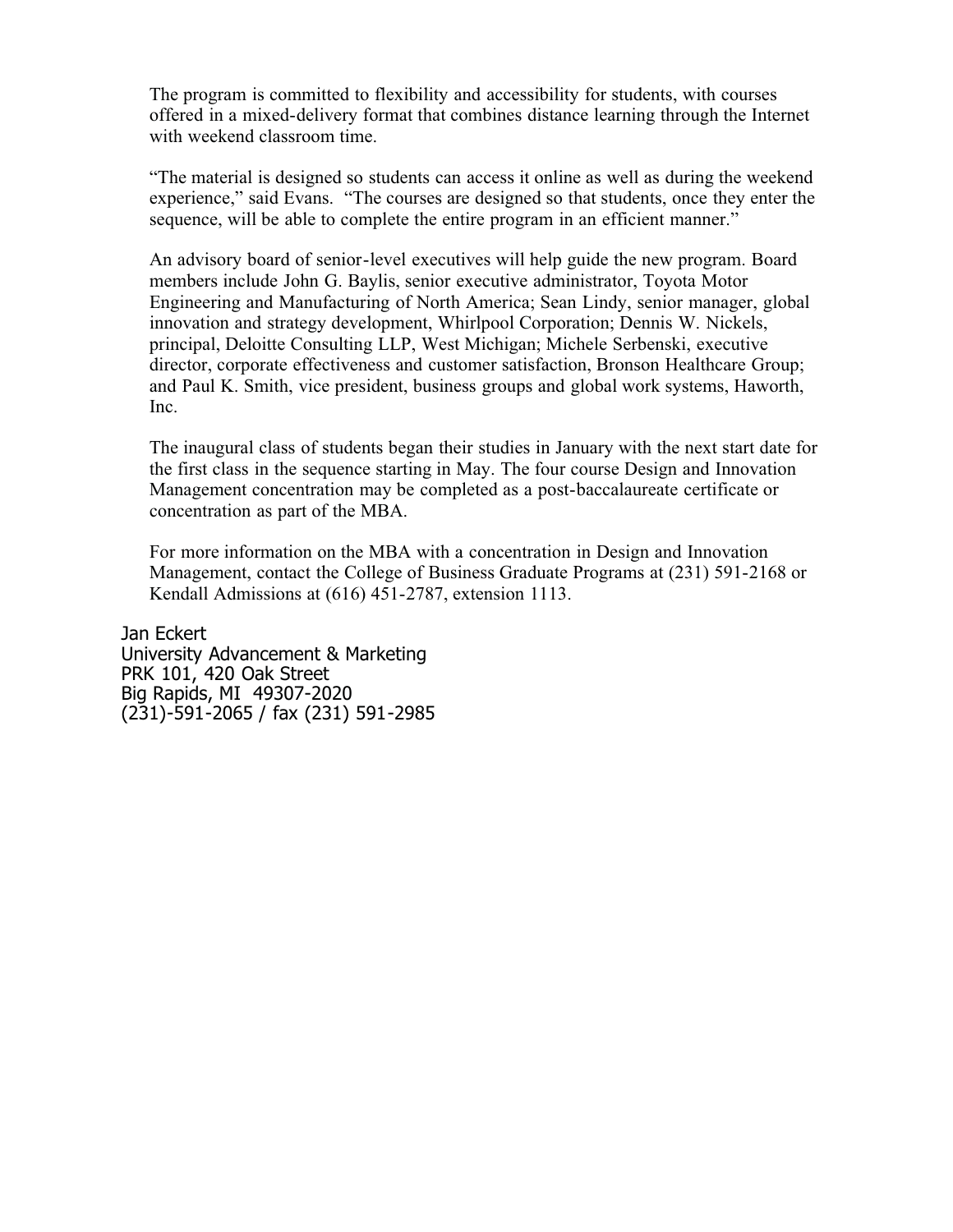The program is committed to flexibility and accessibility for students, with courses offered in a mixed-delivery format that combines distance learning through the Internet with weekend classroom time.

"The material is designed so students can access it online as well as during the weekend experience," said Evans. "The courses are designed so that students, once they enter the sequence, will be able to complete the entire program in an efficient manner."

An advisory board of senior-level executives will help guide the new program. Board members include John G. Baylis, senior executive administrator, Toyota Motor Engineering and Manufacturing of North America; Sean Lindy, senior manager, global innovation and strategy development, Whirlpool Corporation; Dennis W. Nickels, principal, Deloitte Consulting LLP, West Michigan; Michele Serbenski, executive director, corporate effectiveness and customer satisfaction, Bronson Healthcare Group; and Paul K. Smith, vice president, business groups and global work systems, Haworth, Inc.

The inaugural class of students began their studies in January with the next start date for the first class in the sequence starting in May. The four course Design and Innovation Management concentration may be completed as a post-baccalaureate certificate or concentration as part of the MBA.

For more information on the MBA with a concentration in Design and Innovation Management, contact the College of Business Graduate Programs at (231) 591-2168 or Kendall Admissions at (616) 451-2787, extension 1113.

Jan Eckert
University Advancement & Marketing
PRK 101, 420 Oak Street
Big Rapids, MI 49307-2020
(231)-591-2065 / fax (231) 591-2985